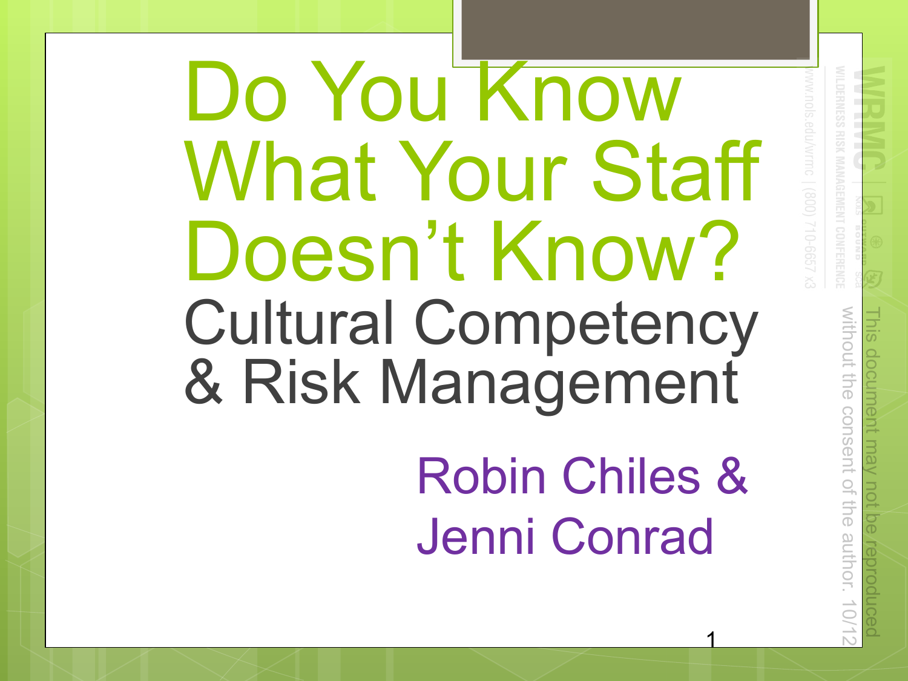# Do You Know What Your Staff Doesn't Know?

## Cultural Competency & Risk Management

Robin Chiles & Jenni Conrad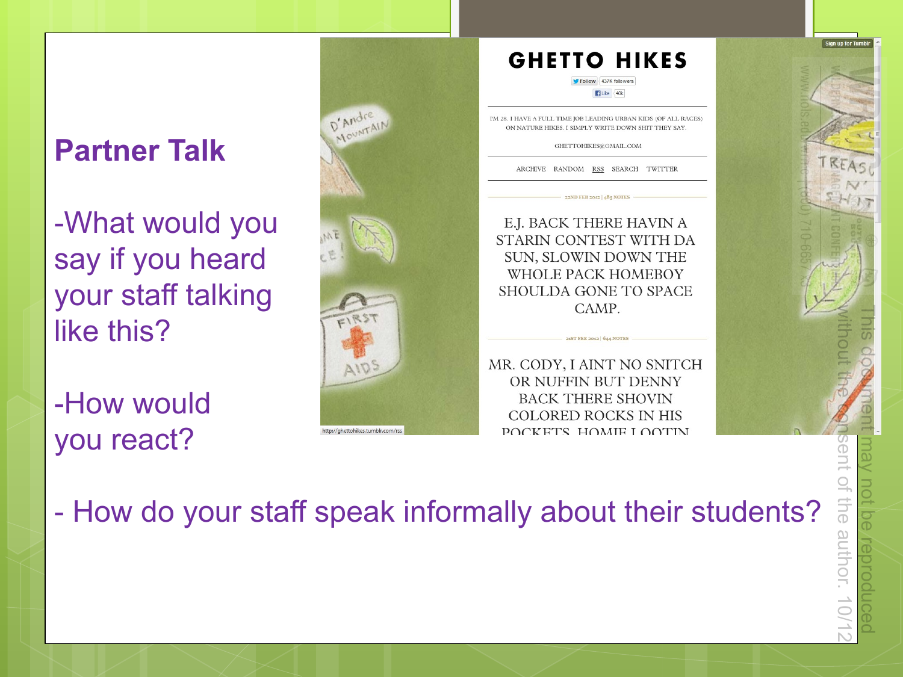## Partner Talk

-What would you say if you heard your staff talking like this?

-How would you react?

# GHETTO HIKES

Follow 437K followers

Like 40k

I'M 28. I HAVE A FULL TIME JOB LEADING URBAN KIDS (OF ALL RACES) ON NATURE HIKES. I SIMPLY WRITE DOWN SHIT THEY SAY.

GHETTOHIKES@GMAIL.COM

ARCHIVE RANDOM RSS SEARCH TWITTER

22ND FEB 2012 | 485 NOTES

E.J. BACK THERE HAVIN A STARIN CONTEST WITH DA SUN, SLOWIN DOWN THE WHOLE PACK HOMEBOY SHOULDA GONE TO SPACE CAMP.

21ST FEB 2012 | 644 NOTES

MR. CODY, I AINT NO SNITCH OR NUFFIN BUT DENNY BACK THERE SHOVIN COLORED ROCKS IN HIS POCKETS. HOMIE LOOTIN

http://ghettohikes.tumblr.com/rss

- How do your staff speak informally about their students?

This document may not be reproduced without the consent of the author. 10/12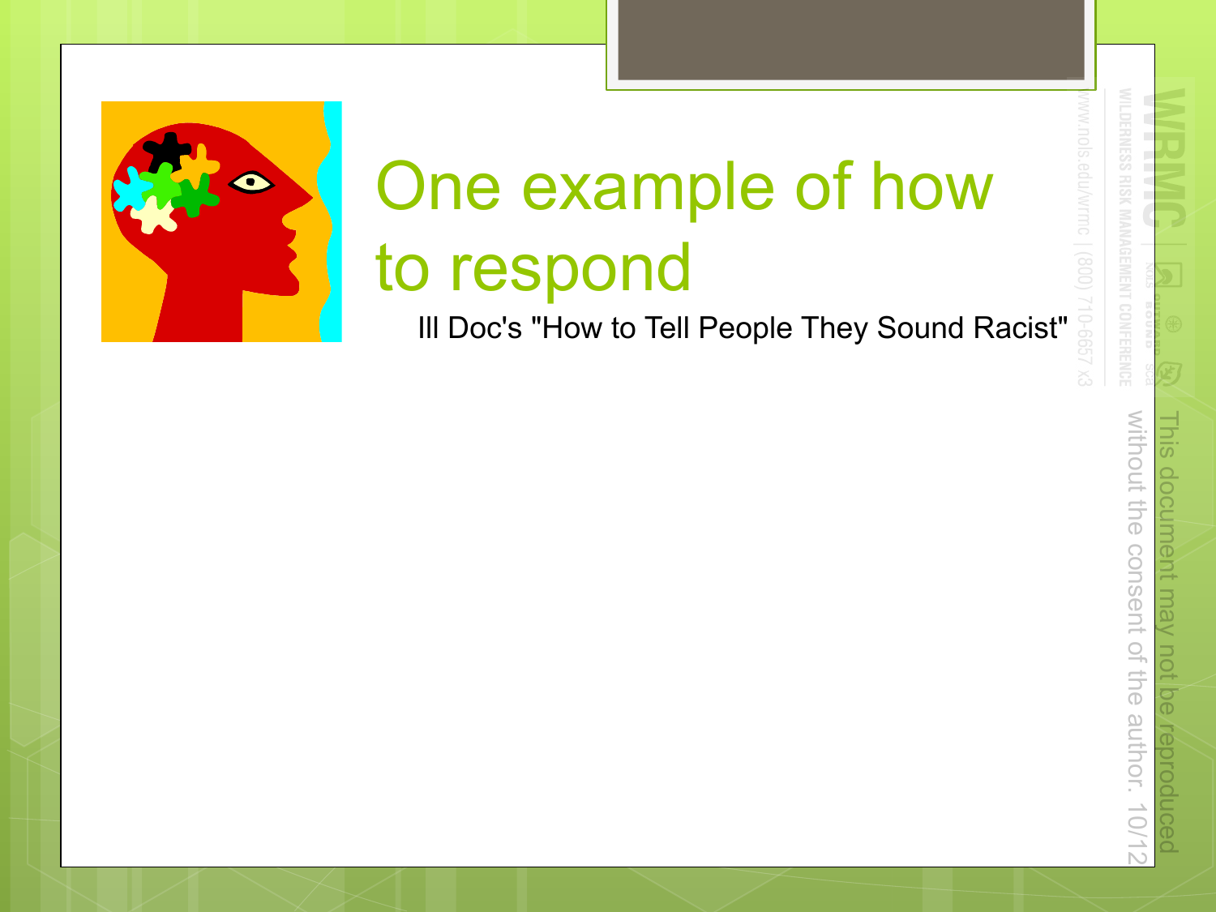# One example of how to respond

Ill Doc's "How to Tell People They Sound Racist"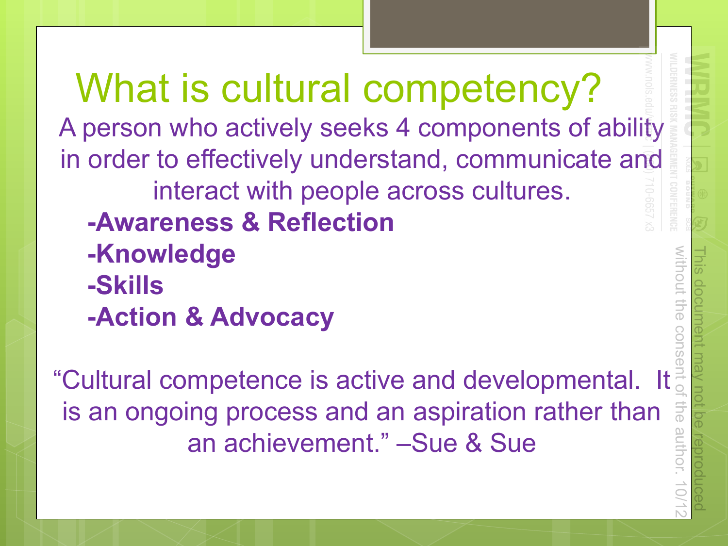# What is cultural competency?

A person who actively seeks 4 components of ability in order to effectively understand, communicate and interact with people across cultures.

- **Awareness & Reflection**
- **Knowledge**
- **Skills**
- **Action & Advocacy**

"Cultural competence is active and developmental. It is an ongoing process and an aspiration rather than an achievement." –Sue & Sue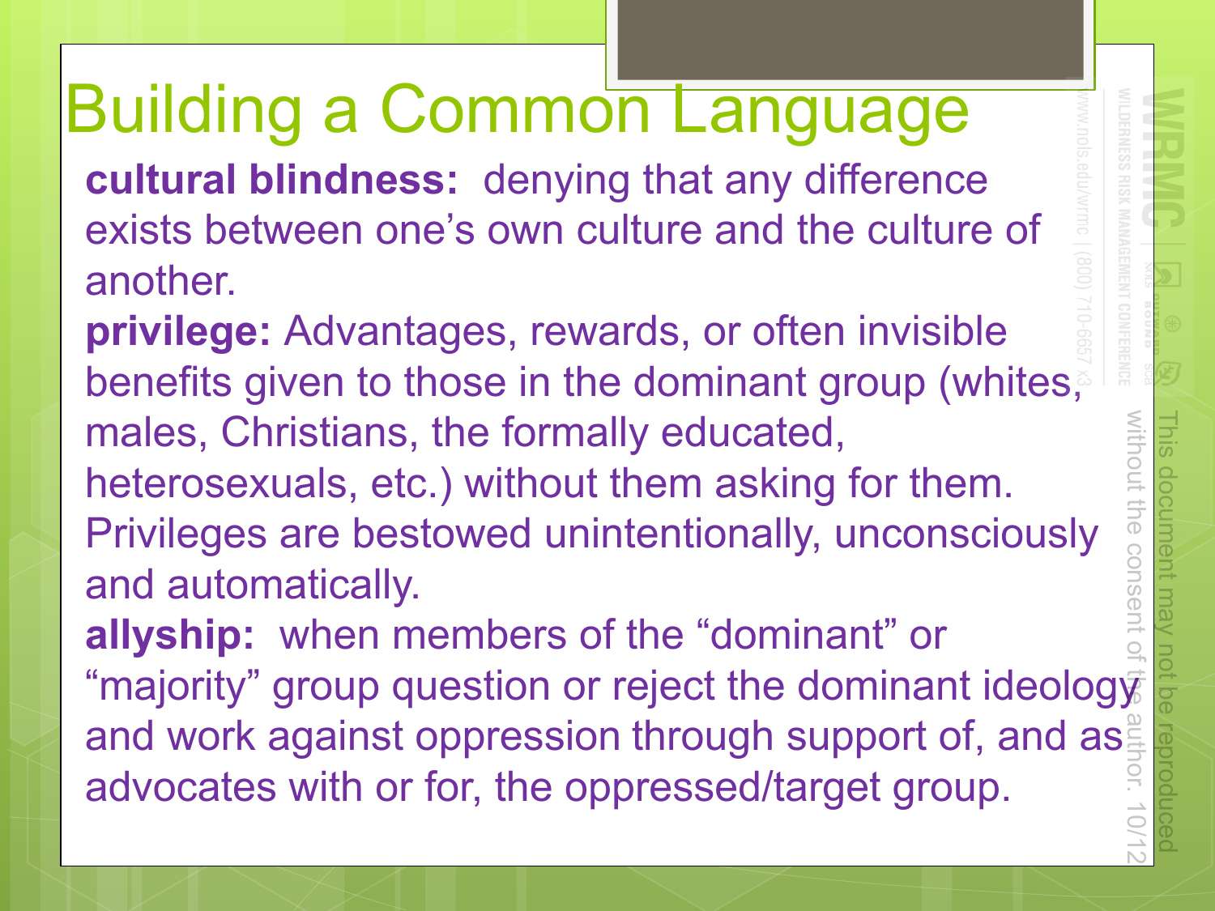# Building a Common Language

**cultural blindness:** denying that any difference exists between one's own culture and the culture of another.

**privilege:** Advantages, rewards, or often invisible benefits given to those in the dominant group (whites, males, Christians, the formally educated, heterosexuals, etc.) without them asking for them. Privileges are bestowed unintentionally, unconsciously and automatically.

**allyship:** when members of the "dominant" or "majority" group question or reject the dominant ideology and work against oppression through support of, and as advocates with or for, the oppressed/target group.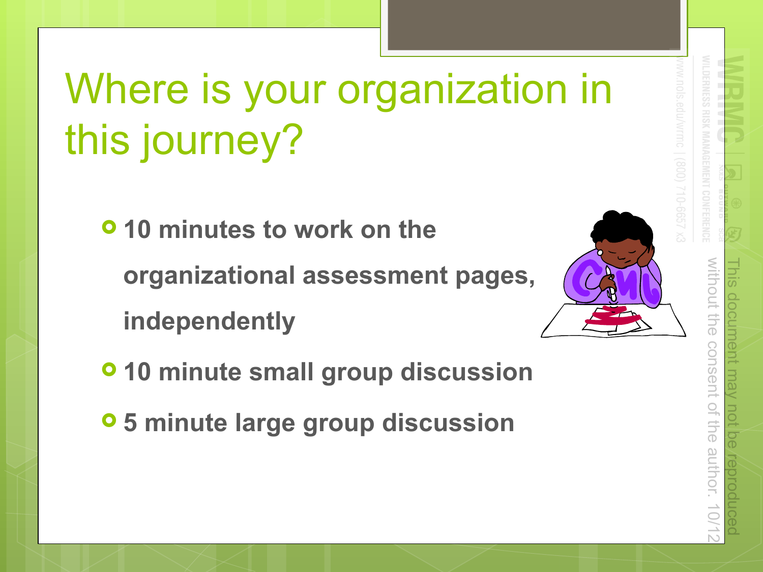# Where is your organization in this journey?

- **10 minutes to work on the organizational assessment pages, independently**
- **10 minute small group discussion**
- **5 minute large group discussion**

This document may not be reproduced without the consent of the author. 10/12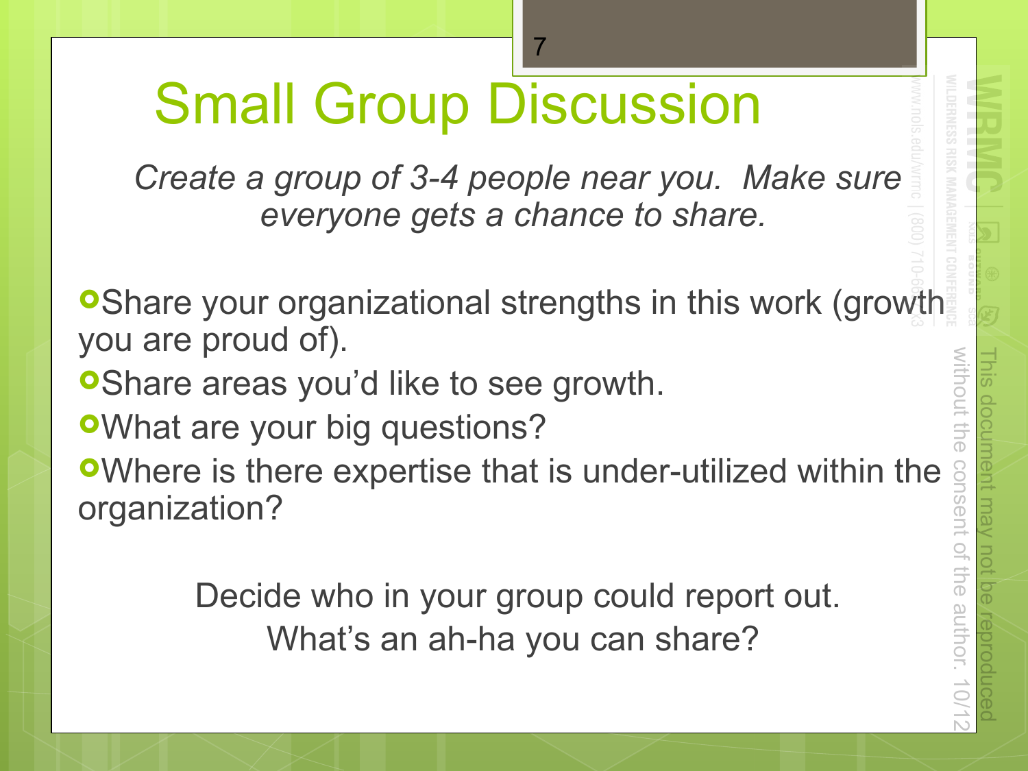# Small Group Discussion

*Create a group of 3-4 people near you. Make sure everyone gets a chance to share.*

- Share your organizational strengths in this work (growth you are proud of).
- Share areas you'd like to see growth.
- What are your big questions?
- Where is there expertise that is under-utilized within the organization?

Decide who in your group could report out.
What's an ah-ha you can share?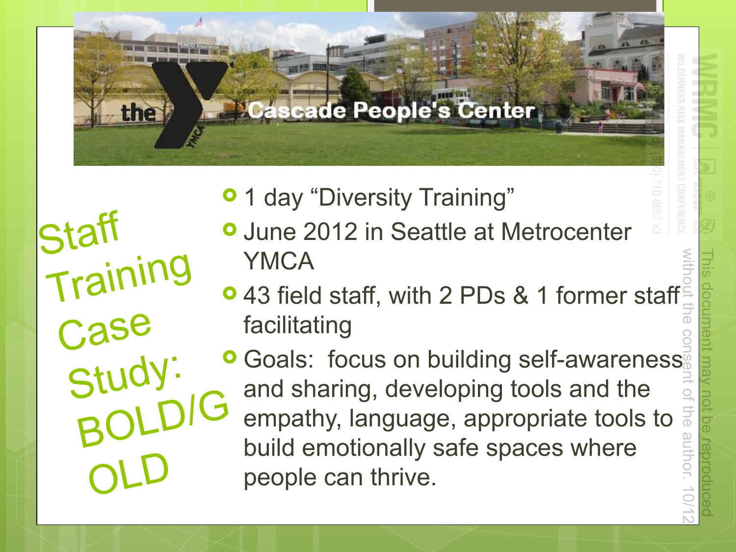# Staff Training Case Study: BOLD/GOLD

- 1 day "Diversity Training"
- June 2012 in Seattle at Metrocenter YMCA
- 43 field staff, with 2 PDs & 1 former staff facilitating
- Goals: focus on building self-awareness and sharing, developing tools and the empathy, language, appropriate tools to build emotionally safe spaces where people can thrive.

This document may not be reproduced without the consent of the author. 10/12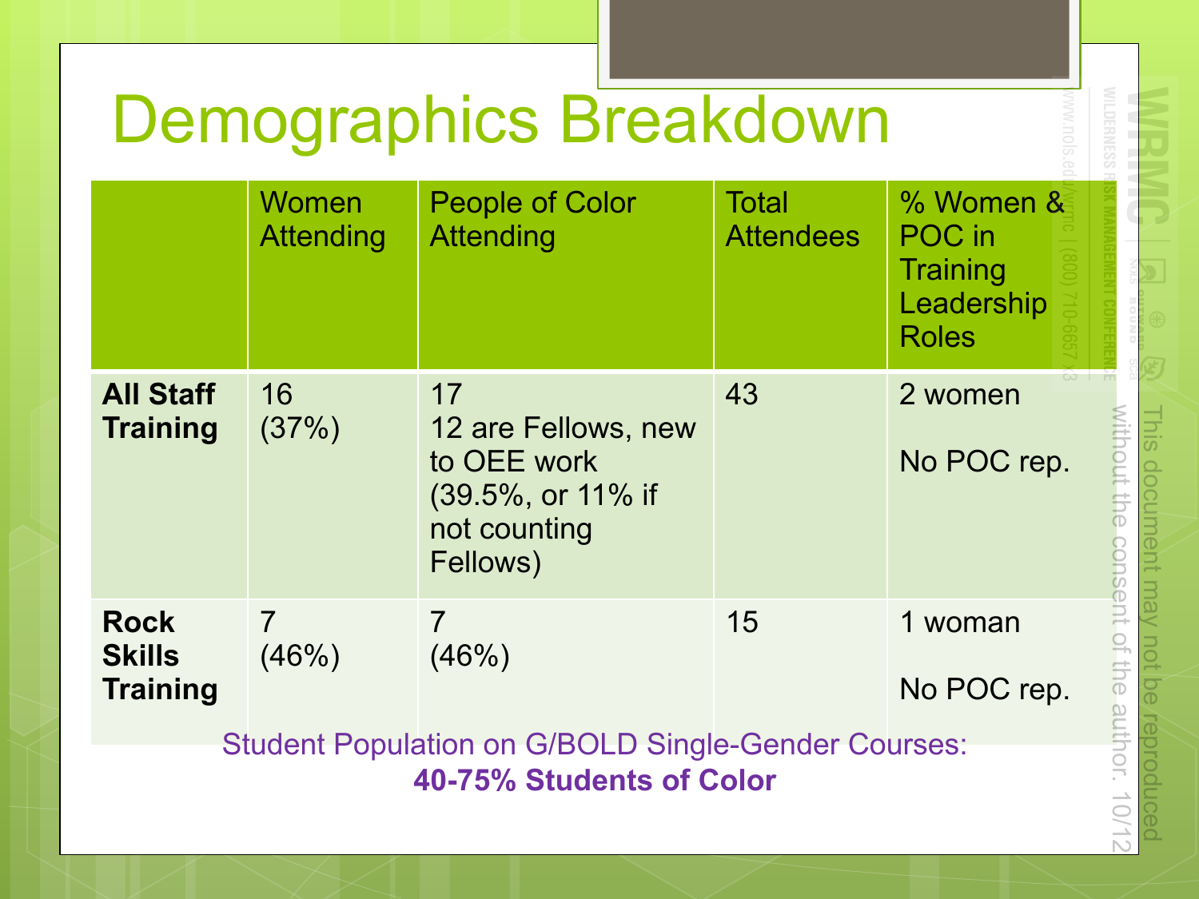# Demographics Breakdown

| | Women Attending | People of Color Attending | Total Attendees | % Women & POC in Training Leadership Roles |
|---|---|---|---|---|
| **All Staff Training** | 16 (37%) | 17 12 are Fellows, new to OEE work (39.5%, or 11% if not counting Fellows) | 43 | 2 women No POC rep. |
| **Rock Skills Training** | 7 (46%) | 7 (46%) | 15 | 1 woman No POC rep. |

Student Population on G/BOLD Single-Gender Courses:
**40-75% Students of Color**

This document may not be reproduced without the consent of the author. 10/12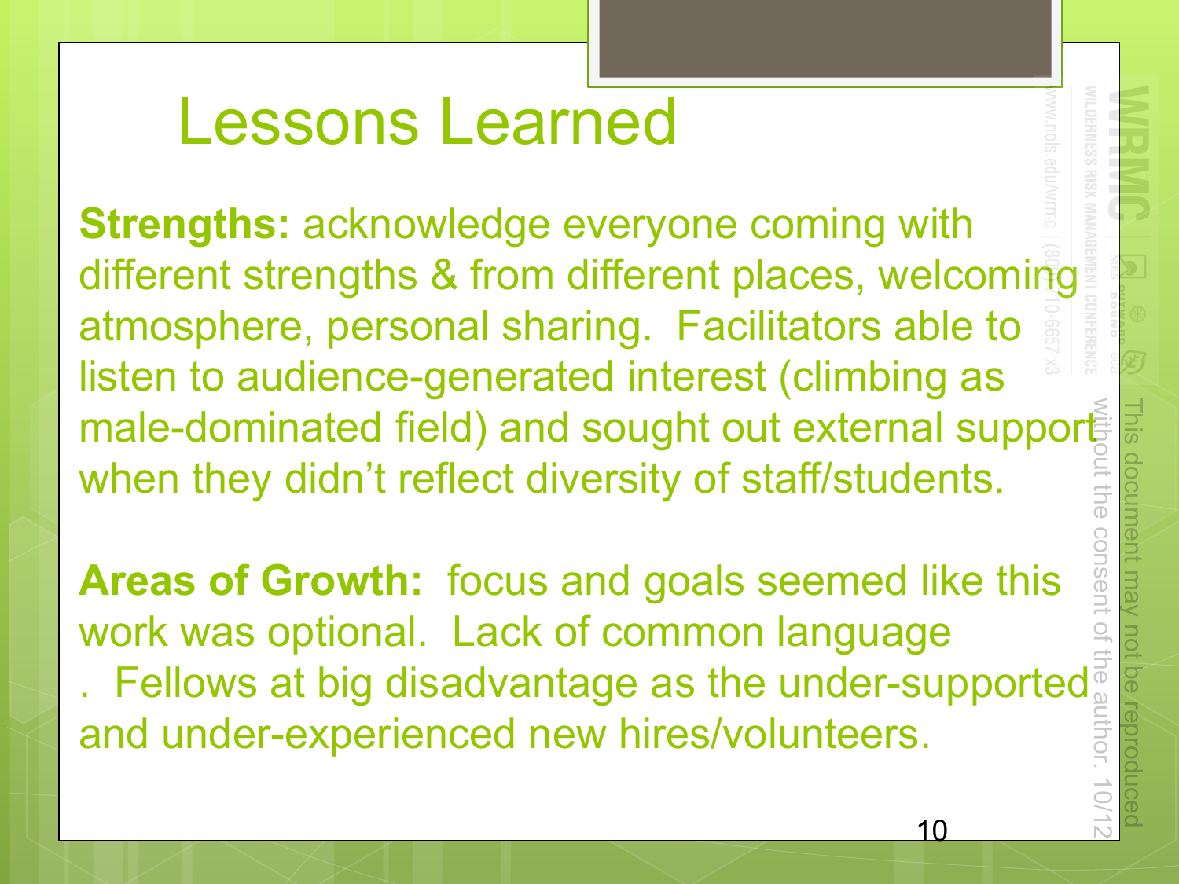# Lessons Learned

**Strengths:** acknowledge everyone coming with different strengths & from different places, welcoming atmosphere, personal sharing. Facilitators able to listen to audience-generated interest (climbing as male-dominated field) and sought out external support when they didn't reflect diversity of staff/students.

**Areas of Growth:** focus and goals seemed like this work was optional. Lack of common language. Fellows at big disadvantage as the under-supported and under-experienced new hires/volunteers.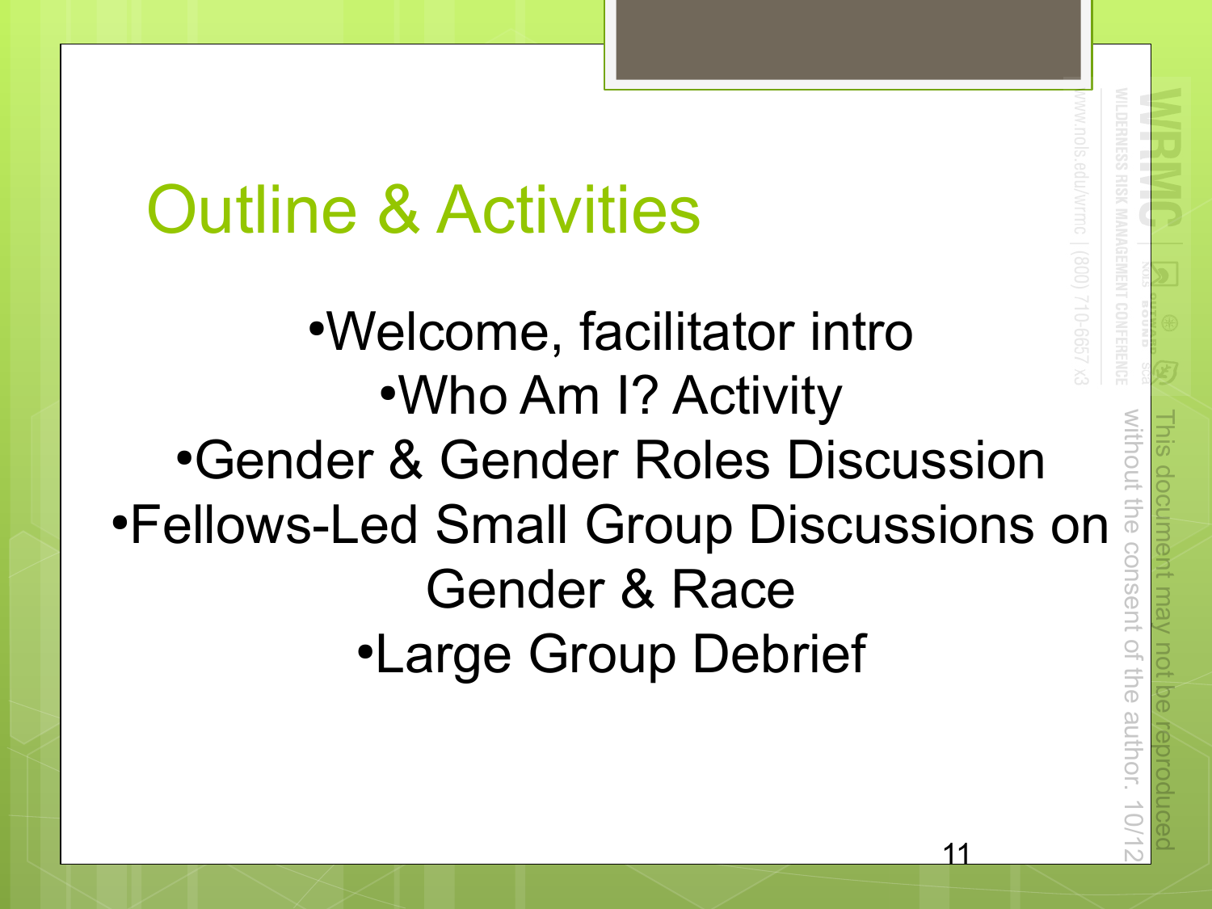# Outline & Activities

- Welcome, facilitator intro
- Who Am I? Activity
- Gender & Gender Roles Discussion
- Fellows-Led Small Group Discussions on Gender & Race
- Large Group Debrief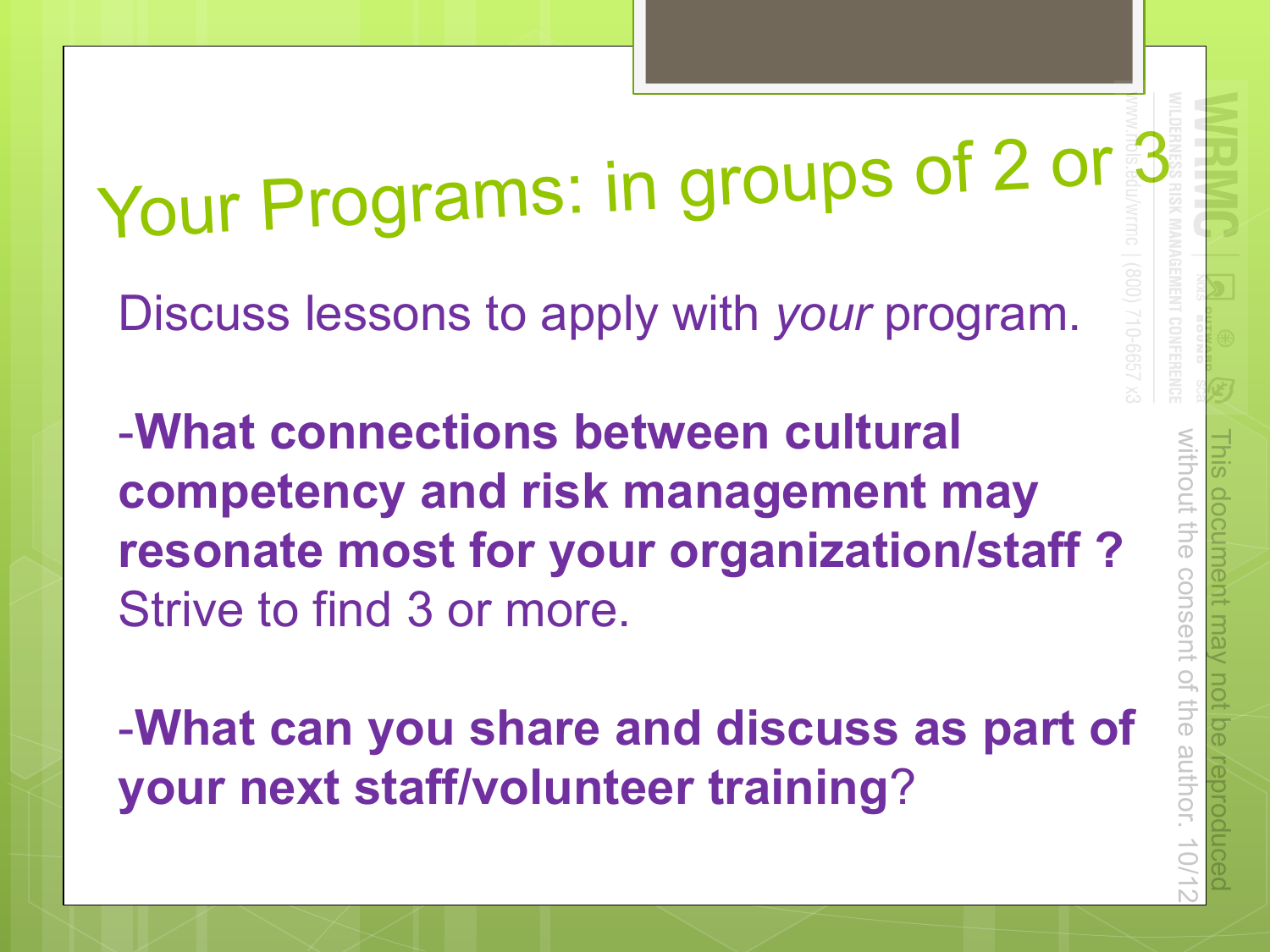# Your Programs: in groups of 2 or 3

Discuss lessons to apply with *your* program.

-**What connections between cultural competency and risk management may resonate most for your organization/staff ?** Strive to find 3 or more.

-**What can you share and discuss as part of your next staff/volunteer training**?

This document may not be reproduced without the consent of the author. 10/12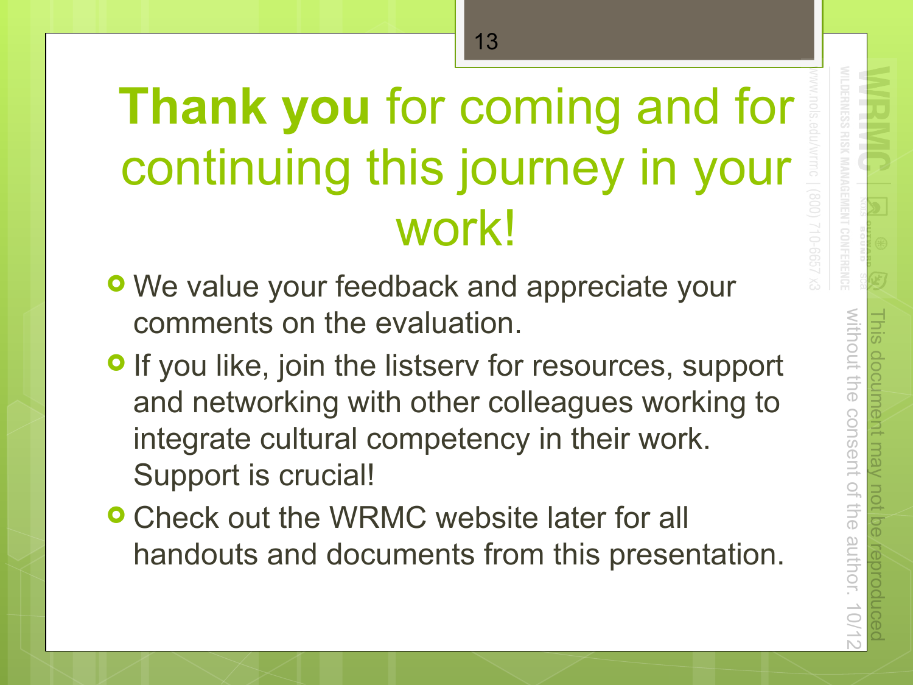# **Thank you** for coming and for continuing this journey in your work!

- We value your feedback and appreciate your comments on the evaluation.
- If you like, join the listserv for resources, support and networking with other colleagues working to integrate cultural competency in their work. Support is crucial!
- Check out the WRMC website later for all handouts and documents from this presentation.

This document may not be reproduced without the consent of the author. 10/12